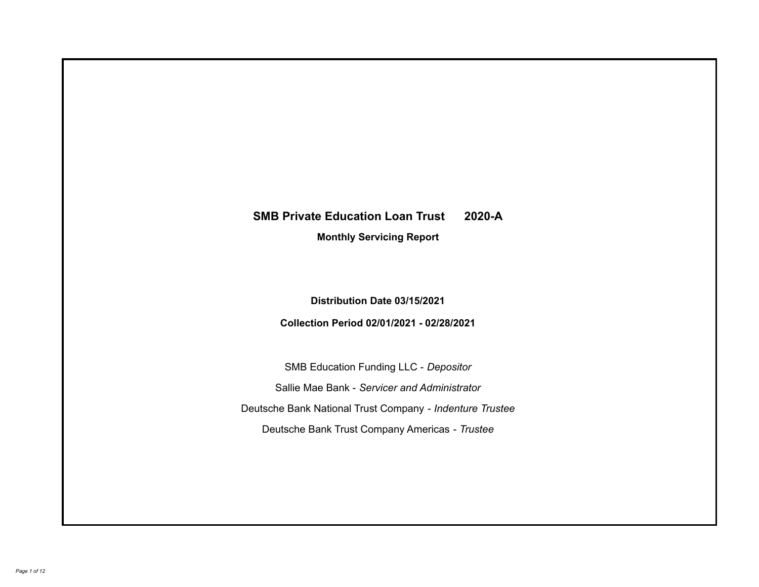# SMB Private Education Loan Trust 2020-A

## Monthly Servicing Report

**Distribution Date 03/15/2021**

**Collection Period 02/01/2021 - 02/28/2021**

SMB Education Funding LLC - *Depositor*

Sallie Mae Bank - *Servicer and Administrator*

Deutsche Bank National Trust Company - *Indenture Trustee*

Deutsche Bank Trust Company Americas - *Trustee*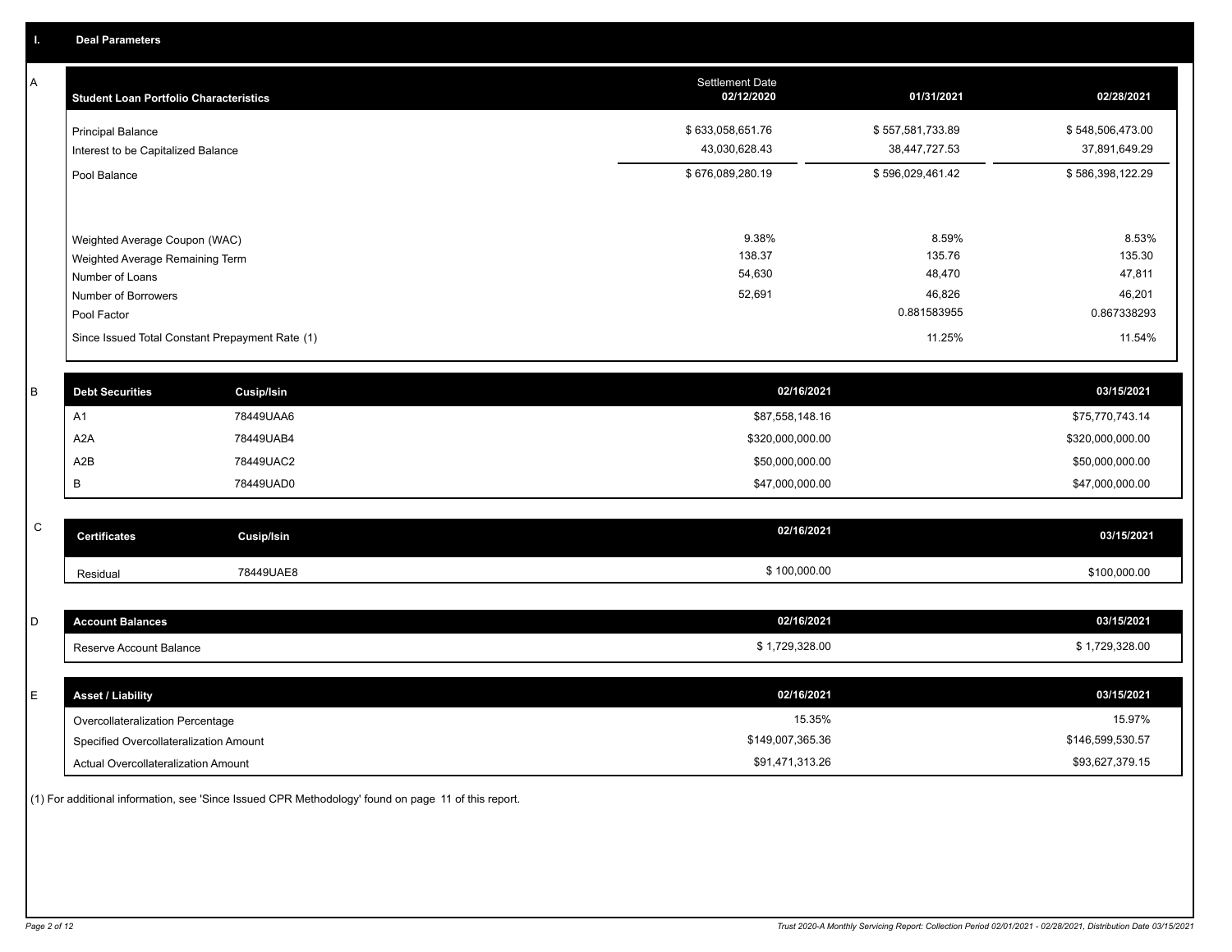## I. Deal Parameters

### A

| Student Loan Portfolio Characteristics | Settlement Date 02/12/2020 | 01/31/2021 | 02/28/2021 |
|---|---|---|---|
| Principal Balance | $ 633,058,651.76 | $ 557,581,733.89 | $ 548,506,473.00 |
| Interest to be Capitalized Balance | 43,030,628.43 | 38,447,727.53 | 37,891,649.29 |
| Pool Balance | $ 676,089,280.19 | $ 596,029,461.42 | $ 586,398,122.29 |
| Weighted Average Coupon (WAC) | 9.38% | 8.59% | 8.53% |
| Weighted Average Remaining Term | 138.37 | 135.76 | 135.30 |
| Number of Loans | 54,630 | 48,470 | 47,811 |
| Number of Borrowers | 52,691 | 46,826 | 46,201 |
| Pool Factor | | 0.881583955 | 0.867338293 |
| Since Issued Total Constant Prepayment Rate (1) | | 11.25% | 11.54% |

### B

| Debt Securities | Cusip/Isin | 02/16/2021 | 03/15/2021 |
|---|---|---|---|
| A1 | 78449UAA6 | $87,558,148.16 | $75,770,743.14 |
| A2A | 78449UAB4 | $320,000,000.00 | $320,000,000.00 |
| A2B | 78449UAC2 | $50,000,000.00 | $50,000,000.00 |
| B | 78449UAD0 | $47,000,000.00 | $47,000,000.00 |

### C

| Certificates | Cusip/Isin | 02/16/2021 | 03/15/2021 |
|---|---|---|---|
| Residual | 78449UAE8 | $ 100,000.00 | $100,000.00 |

### D

| Account Balances | 02/16/2021 | 03/15/2021 |
|---|---|---|
| Reserve Account Balance | $ 1,729,328.00 | $ 1,729,328.00 |

### E

| Asset / Liability | 02/16/2021 | 03/15/2021 |
|---|---|---|
| Overcollateralization Percentage | 15.35% | 15.97% |
| Specified Overcollateralization Amount | $149,007,365.36 | $146,599,530.57 |
| Actual Overcollateralization Amount | $91,471,313.26 | $93,627,379.15 |

(1) For additional information, see 'Since Issued CPR Methodology' found on page 11 of this report.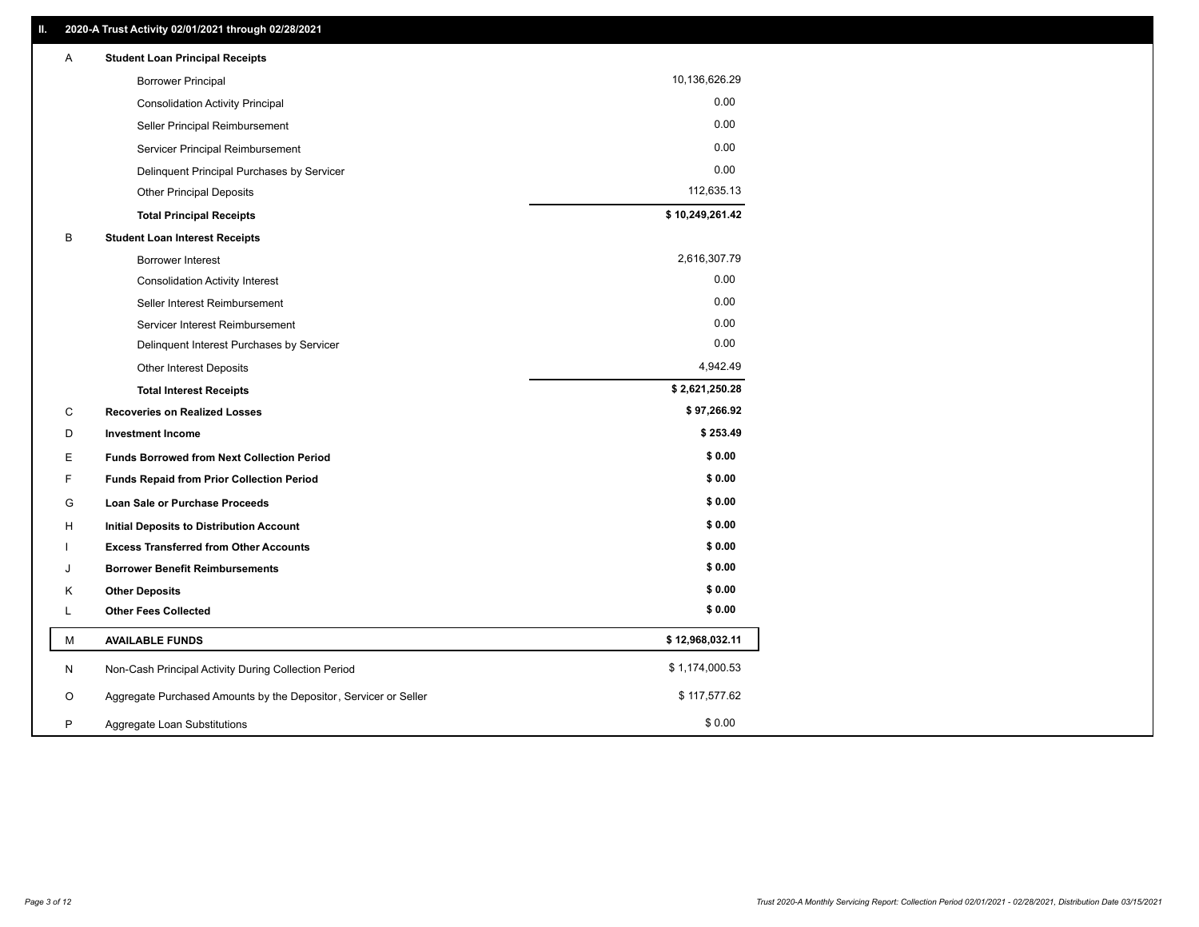## II. 2020-A Trust Activity 02/01/2021 through 02/28/2021

| | | |
|---|---|---|
| A | **Student Loan Principal Receipts** | |
| | Borrower Principal | 10,136,626.29 |
| | Consolidation Activity Principal | 0.00 |
| | Seller Principal Reimbursement | 0.00 |
| | Servicer Principal Reimbursement | 0.00 |
| | Delinquent Principal Purchases by Servicer | 0.00 |
| | Other Principal Deposits | 112,635.13 |
| | **Total Principal Receipts** | **$ 10,249,261.42** |
| B | **Student Loan Interest Receipts** | |
| | Borrower Interest | 2,616,307.79 |
| | Consolidation Activity Interest | 0.00 |
| | Seller Interest Reimbursement | 0.00 |
| | Servicer Interest Reimbursement | 0.00 |
| | Delinquent Interest Purchases by Servicer | 0.00 |
| | Other Interest Deposits | 4,942.49 |
| | **Total Interest Receipts** | **$ 2,621,250.28** |
| C | **Recoveries on Realized Losses** | **$ 97,266.92** |
| D | **Investment Income** | **$ 253.49** |
| E | **Funds Borrowed from Next Collection Period** | **$ 0.00** |
| F | **Funds Repaid from Prior Collection Period** | **$ 0.00** |
| G | **Loan Sale or Purchase Proceeds** | **$ 0.00** |
| H | **Initial Deposits to Distribution Account** | **$ 0.00** |
| I | **Excess Transferred from Other Accounts** | **$ 0.00** |
| J | **Borrower Benefit Reimbursements** | **$ 0.00** |
| K | **Other Deposits** | **$ 0.00** |
| L | **Other Fees Collected** | **$ 0.00** |
| M | **AVAILABLE FUNDS** | **$ 12,968,032.11** |
| N | Non-Cash Principal Activity During Collection Period | $ 1,174,000.53 |
| O | Aggregate Purchased Amounts by the Depositor, Servicer or Seller | $ 117,577.62 |
| P | Aggregate Loan Substitutions | $ 0.00 |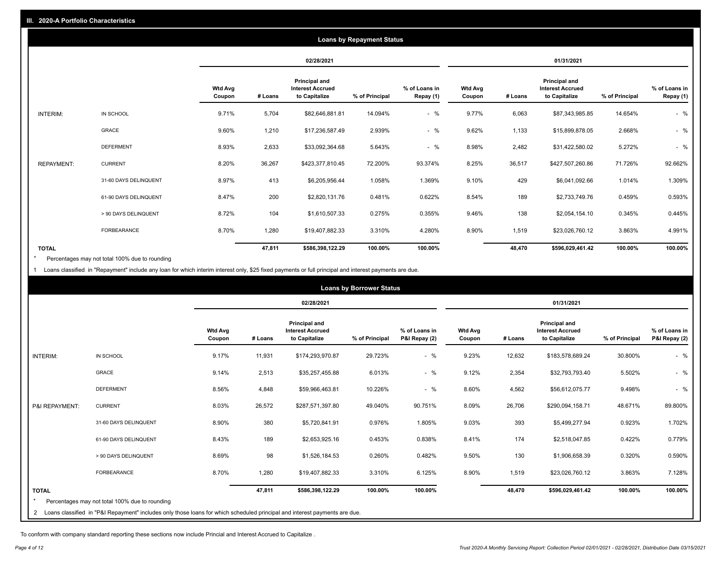## III. 2020-A Portfolio Characteristics

### Loans by Repayment Status

| | | 02/28/2021 | | | | | 01/31/2021 | | | | |
|---|---|---|---|---|---|---|---|---|---|---|---|
| | | Wtd Avg Coupon | # Loans | Principal and Interest Accrued to Capitalize | % of Principal | % of Loans in Repay (1) | Wtd Avg Coupon | # Loans | Principal and Interest Accrued to Capitalize | % of Principal | % of Loans in Repay (1) |
| INTERIM: | IN SCHOOL | 9.71% | 5,704 | $82,646,881.81 | 14.094% | - % | 9.77% | 6,063 | $87,343,985.85 | 14.654% | - % |
| | GRACE | 9.60% | 1,210 | $17,236,587.49 | 2.939% | - % | 9.62% | 1,133 | $15,899,878.05 | 2.668% | - % |
| | DEFERMENT | 8.93% | 2,633 | $33,092,364.68 | 5.643% | - % | 8.98% | 2,482 | $31,422,580.02 | 5.272% | - % |
| REPAYMENT: | CURRENT | 8.20% | 36,267 | $423,377,810.45 | 72.200% | 93.374% | 8.25% | 36,517 | $427,507,260.86 | 71.726% | 92.662% |
| | 31-60 DAYS DELINQUENT | 8.97% | 413 | $6,205,956.44 | 1.058% | 1.369% | 9.10% | 429 | $6,041,092.66 | 1.014% | 1.309% |
| | 61-90 DAYS DELINQUENT | 8.47% | 200 | $2,820,131.76 | 0.481% | 0.622% | 8.54% | 189 | $2,733,749.76 | 0.459% | 0.593% |
| | > 90 DAYS DELINQUENT | 8.72% | 104 | $1,610,507.33 | 0.275% | 0.355% | 9.46% | 138 | $2,054,154.10 | 0.345% | 0.445% |
| | FORBEARANCE | 8.70% | 1,280 | $19,407,882.33 | 3.310% | 4.280% | 8.90% | 1,519 | $23,026,760.12 | 3.863% | 4.991% |
| TOTAL | | | 47,811 | $586,398,122.29 | 100.00% | 100.00% | | 48,470 | $596,029,461.42 | 100.00% | 100.00% |

\* Percentages may not total 100% due to rounding

1 Loans classified in "Repayment" include any loan for which interim interest only, $25 fixed payments or full principal and interest payments are due.

### Loans by Borrower Status

| | | 02/28/2021 | | | | | 01/31/2021 | | | | |
|---|---|---|---|---|---|---|---|---|---|---|---|
| | | Wtd Avg Coupon | # Loans | Principal and Interest Accrued to Capitalize | % of Principal | % of Loans in P&I Repay (2) | Wtd Avg Coupon | # Loans | Principal and Interest Accrued to Capitalize | % of Principal | % of Loans in P&I Repay (2) |
| INTERIM: | IN SCHOOL | 9.17% | 11,931 | $174,293,970.87 | 29.723% | - % | 9.23% | 12,632 | $183,578,689.24 | 30.800% | - % |
| | GRACE | 9.14% | 2,513 | $35,257,455.88 | 6.013% | - % | 9.12% | 2,354 | $32,793,793.40 | 5.502% | - % |
| | DEFERMENT | 8.56% | 4,848 | $59,966,463.81 | 10.226% | - % | 8.60% | 4,562 | $56,612,075.77 | 9.498% | - % |
| P&I REPAYMENT: | CURRENT | 8.03% | 26,572 | $287,571,397.80 | 49.040% | 90.751% | 8.09% | 26,706 | $290,094,158.71 | 48.671% | 89.800% |
| | 31-60 DAYS DELINQUENT | 8.90% | 380 | $5,720,841.91 | 0.976% | 1.805% | 9.03% | 393 | $5,499,277.94 | 0.923% | 1.702% |
| | 61-90 DAYS DELINQUENT | 8.43% | 189 | $2,653,925.16 | 0.453% | 0.838% | 8.41% | 174 | $2,518,047.85 | 0.422% | 0.779% |
| | > 90 DAYS DELINQUENT | 8.69% | 98 | $1,526,184.53 | 0.260% | 0.482% | 9.50% | 130 | $1,906,658.39 | 0.320% | 0.590% |
| | FORBEARANCE | 8.70% | 1,280 | $19,407,882.33 | 3.310% | 6.125% | 8.90% | 1,519 | $23,026,760.12 | 3.863% | 7.128% |
| TOTAL | | | 47,811 | $586,398,122.29 | 100.00% | 100.00% | | 48,470 | $596,029,461.42 | 100.00% | 100.00% |

\* Percentages may not total 100% due to rounding

2 Loans classified in "P&I Repayment" includes only those loans for which scheduled principal and interest payments are due.

To conform with company standard reporting these sections now include Princial and Interest Accrued to Capitalize .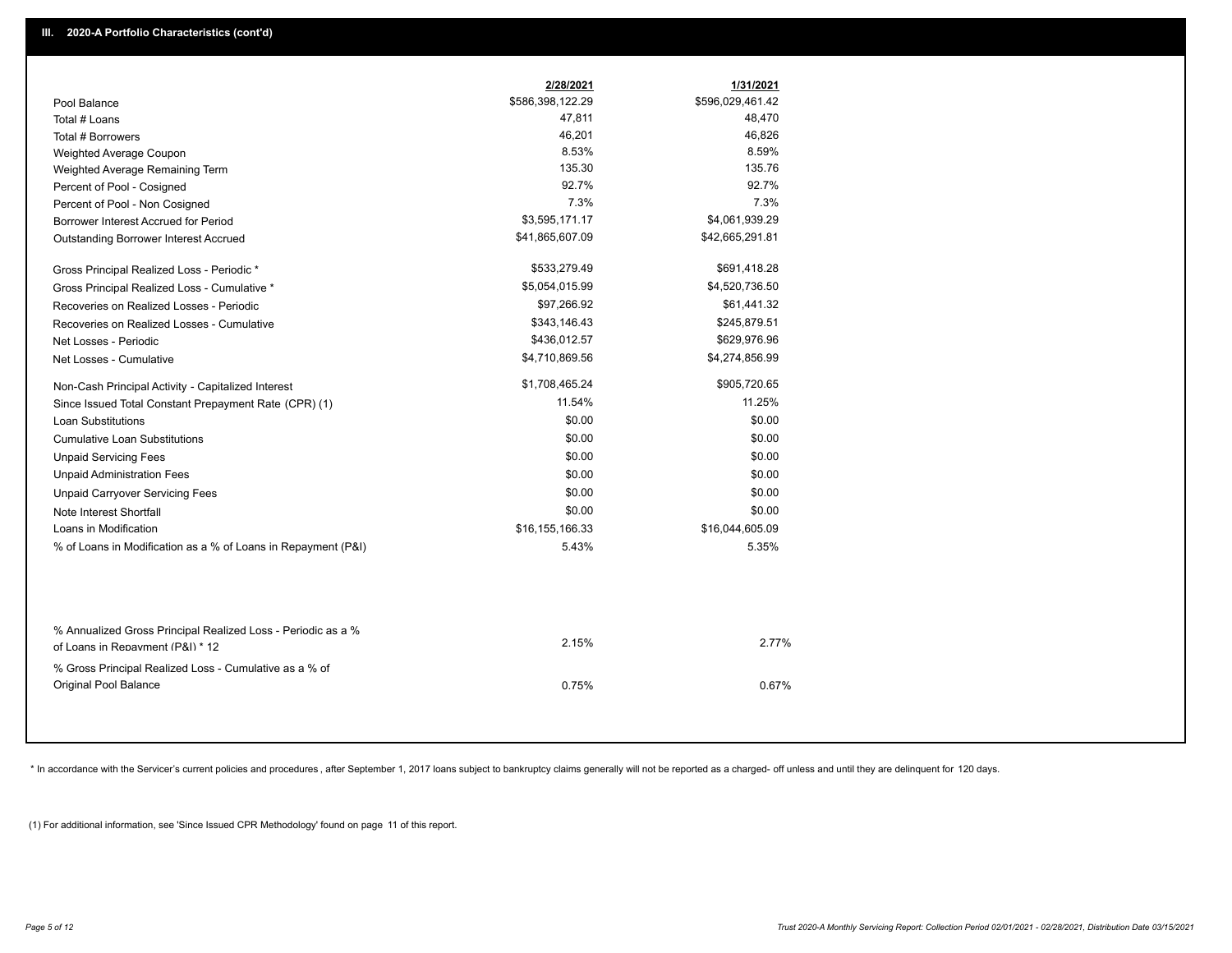## III. 2020-A Portfolio Characteristics (cont'd)

| | 2/28/2021 | 1/31/2021 |
|---|---|---|
| Pool Balance | $586,398,122.29 | $596,029,461.42 |
| Total # Loans | 47,811 | 48,470 |
| Total # Borrowers | 46,201 | 46,826 |
| Weighted Average Coupon | 8.53% | 8.59% |
| Weighted Average Remaining Term | 135.30 | 135.76 |
| Percent of Pool - Cosigned | 92.7% | 92.7% |
| Percent of Pool - Non Cosigned | 7.3% | 7.3% |
| Borrower Interest Accrued for Period | $3,595,171.17 | $4,061,939.29 |
| Outstanding Borrower Interest Accrued | $41,865,607.09 | $42,665,291.81 |
| Gross Principal Realized Loss - Periodic * | $533,279.49 | $691,418.28 |
| Gross Principal Realized Loss - Cumulative * | $5,054,015.99 | $4,520,736.50 |
| Recoveries on Realized Losses - Periodic | $97,266.92 | $61,441.32 |
| Recoveries on Realized Losses - Cumulative | $343,146.43 | $245,879.51 |
| Net Losses - Periodic | $436,012.57 | $629,976.96 |
| Net Losses - Cumulative | $4,710,869.56 | $4,274,856.99 |
| Non-Cash Principal Activity - Capitalized Interest | $1,708,465.24 | $905,720.65 |
| Since Issued Total Constant Prepayment Rate (CPR) (1) | 11.54% | 11.25% |
| Loan Substitutions | $0.00 | $0.00 |
| Cumulative Loan Substitutions | $0.00 | $0.00 |
| Unpaid Servicing Fees | $0.00 | $0.00 |
| Unpaid Administration Fees | $0.00 | $0.00 |
| Unpaid Carryover Servicing Fees | $0.00 | $0.00 |
| Note Interest Shortfall | $0.00 | $0.00 |
| Loans in Modification | $16,155,166.33 | $16,044,605.09 |
| % of Loans in Modification as a % of Loans in Repayment (P&I) | 5.43% | 5.35% |
| % Annualized Gross Principal Realized Loss - Periodic as a % of Loans in Repayment (P&I) * 12 | 2.15% | 2.77% |
| % Gross Principal Realized Loss - Cumulative as a % of Original Pool Balance | 0.75% | 0.67% |

* In accordance with the Servicer's current policies and procedures , after September 1, 2017 loans subject to bankruptcy claims generally will not be reported as a charged- off unless and until they are delinquent for 120 days.

(1) For additional information, see 'Since Issued CPR Methodology' found on page 11 of this report.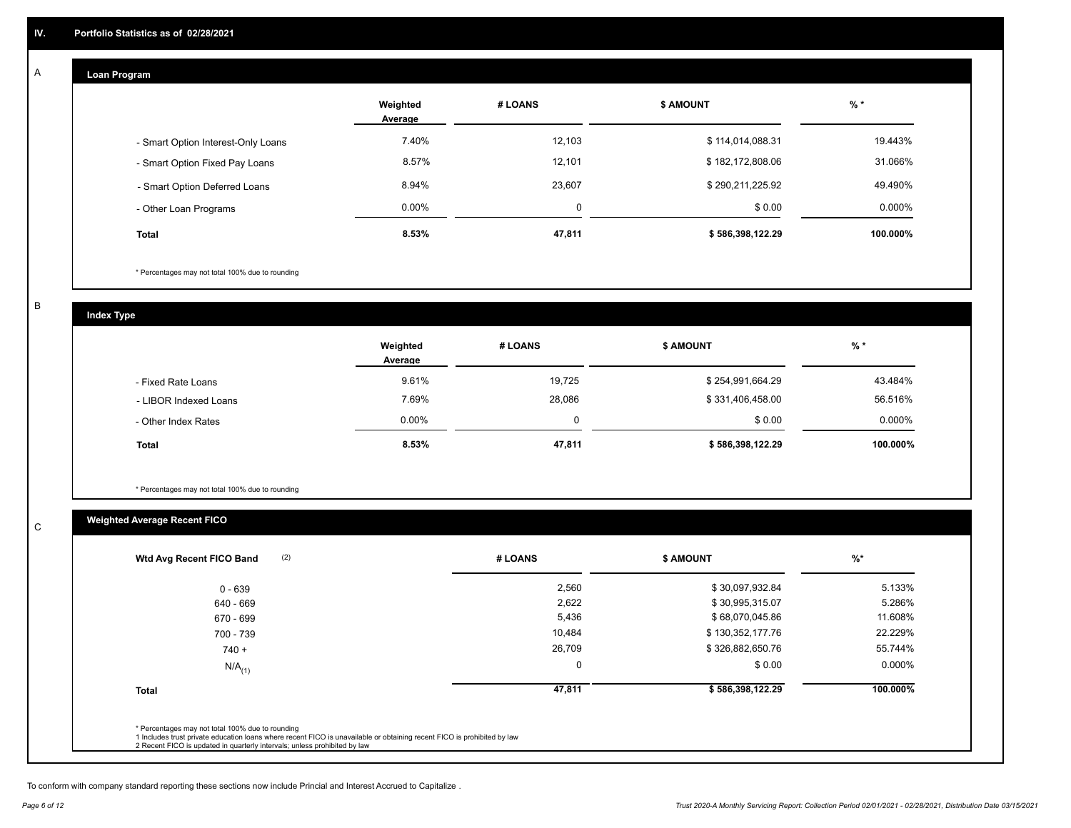## IV. Portfolio Statistics as of 02/28/2021

### A Loan Program

| | Weighted Average | # LOANS | $ AMOUNT | % * |
|---|---|---|---|---|
| - Smart Option Interest-Only Loans | 7.40% | 12,103 | $ 114,014,088.31 | 19.443% |
| - Smart Option Fixed Pay Loans | 8.57% | 12,101 | $ 182,172,808.06 | 31.066% |
| - Smart Option Deferred Loans | 8.94% | 23,607 | $ 290,211,225.92 | 49.490% |
| - Other Loan Programs | 0.00% | 0 | $ 0.00 | 0.000% |
| **Total** | **8.53%** | **47,811** | **$ 586,398,122.29** | **100.000%** |

* Percentages may not total 100% due to rounding

### B Index Type

| | Weighted Average | # LOANS | $ AMOUNT | % * |
|---|---|---|---|---|
| - Fixed Rate Loans | 9.61% | 19,725 | $ 254,991,664.29 | 43.484% |
| - LIBOR Indexed Loans | 7.69% | 28,086 | $ 331,406,458.00 | 56.516% |
| - Other Index Rates | 0.00% | 0 | $ 0.00 | 0.000% |
| **Total** | **8.53%** | **47,811** | **$ 586,398,122.29** | **100.000%** |

* Percentages may not total 100% due to rounding

### C Weighted Average Recent FICO

| Wtd Avg Recent FICO Band (2) | # LOANS | $ AMOUNT | %* |
|---|---|---|---|
| 0 - 639 | 2,560 | $ 30,097,932.84 | 5.133% |
| 640 - 669 | 2,622 | $ 30,995,315.07 | 5.286% |
| 670 - 699 | 5,436 | $ 68,070,045.86 | 11.608% |
| 700 - 739 | 10,484 | $ 130,352,177.76 | 22.229% |
| 740 + | 26,709 | $ 326,882,650.76 | 55.744% |
| N/A(1) | 0 | $ 0.00 | 0.000% |
| **Total** | **47,811** | **$ 586,398,122.29** | **100.000%** |

* Percentages may not total 100% due to rounding
1 Includes trust private education loans where recent FICO is unavailable or obtaining recent FICO is prohibited by law
2 Recent FICO is updated in quarterly intervals; unless prohibited by law

To conform with company standard reporting these sections now include Princial and Interest Accrued to Capitalize .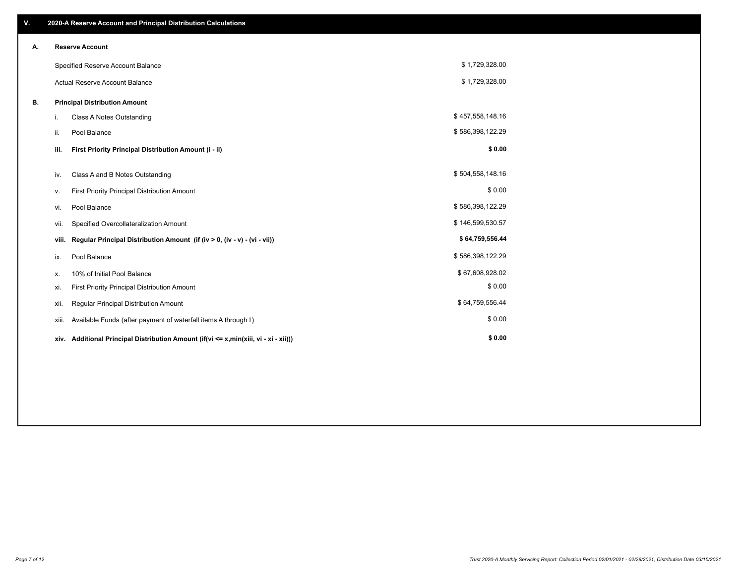## V. 2020-A Reserve Account and Principal Distribution Calculations

### A. Reserve Account

| | |
|---|---|
| Specified Reserve Account Balance | $ 1,729,328.00 |
| Actual Reserve Account Balance | $ 1,729,328.00 |

### B. Principal Distribution Amount

| | | |
|---|---|---|
| i. | Class A Notes Outstanding | $ 457,558,148.16 |
| ii. | Pool Balance | $ 586,398,122.29 |
| **iii.** | **First Priority Principal Distribution Amount (i - ii)** | **$ 0.00** |
| iv. | Class A and B Notes Outstanding | $ 504,558,148.16 |
| v. | First Priority Principal Distribution Amount | $ 0.00 |
| vi. | Pool Balance | $ 586,398,122.29 |
| vii. | Specified Overcollateralization Amount | $ 146,599,530.57 |
| **viii.** | **Regular Principal Distribution Amount (if (iv > 0, (iv - v) - (vi - vii))** | **$ 64,759,556.44** |
| ix. | Pool Balance | $ 586,398,122.29 |
| x. | 10% of Initial Pool Balance | $ 67,608,928.02 |
| xi. | First Priority Principal Distribution Amount | $ 0.00 |
| xii. | Regular Principal Distribution Amount | $ 64,759,556.44 |
| xiii. | Available Funds (after payment of waterfall items A through I) | $ 0.00 |
| **xiv.** | **Additional Principal Distribution Amount (if(vi <= x,min(xiii, vi - xi - xii)))** | **$ 0.00** |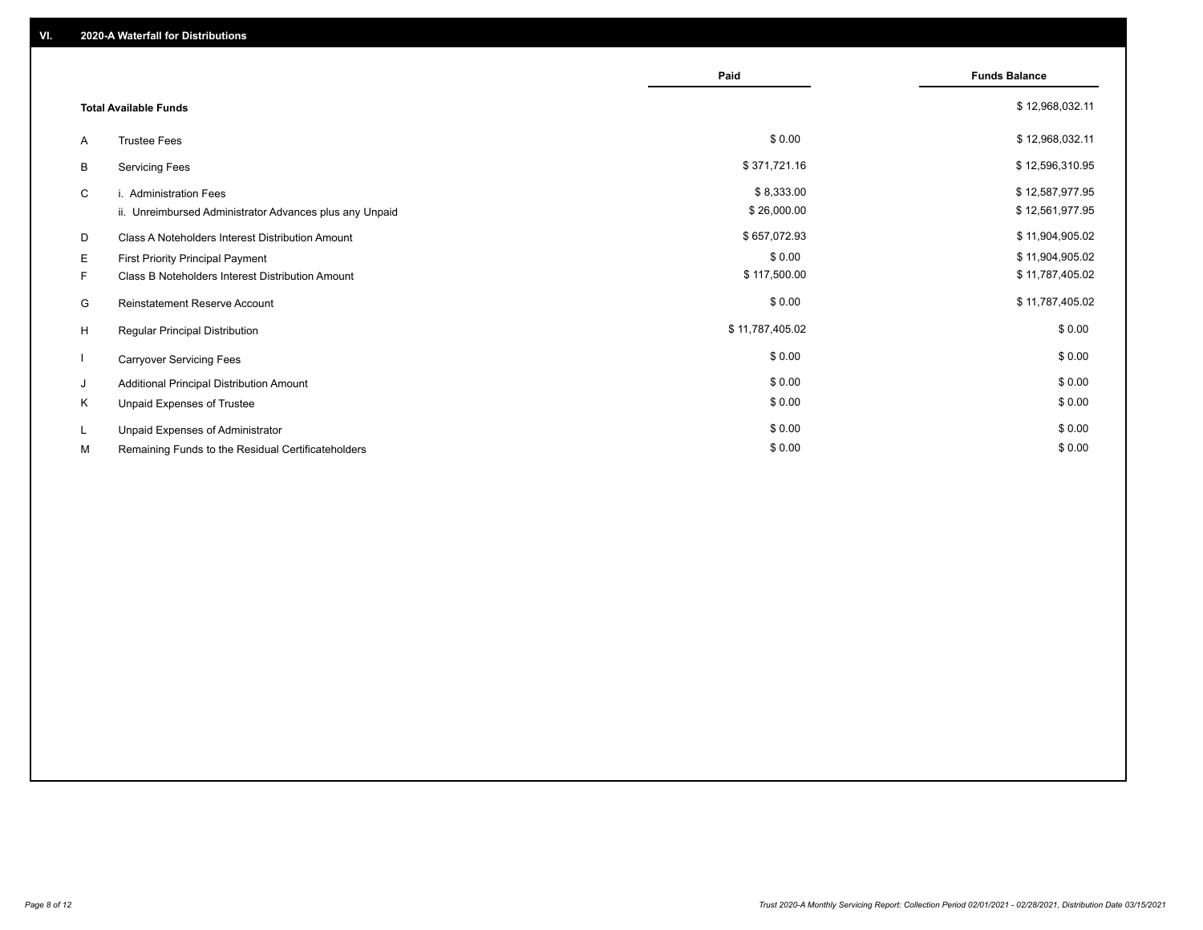## VI. 2020-A Waterfall for Distributions

| | | Paid | Funds Balance |
|---|---|---|---|
| | **Total Available Funds** | | $ 12,968,032.11 |
| A | Trustee Fees | $ 0.00 | $ 12,968,032.11 |
| B | Servicing Fees | $ 371,721.16 | $ 12,596,310.95 |
| C | i. Administration Fees | $ 8,333.00 | $ 12,587,977.95 |
| | ii. Unreimbursed Administrator Advances plus any Unpaid | $ 26,000.00 | $ 12,561,977.95 |
| D | Class A Noteholders Interest Distribution Amount | $ 657,072.93 | $ 11,904,905.02 |
| E | First Priority Principal Payment | $ 0.00 | $ 11,904,905.02 |
| F | Class B Noteholders Interest Distribution Amount | $ 117,500.00 | $ 11,787,405.02 |
| G | Reinstatement Reserve Account | $ 0.00 | $ 11,787,405.02 |
| H | Regular Principal Distribution | $ 11,787,405.02 | $ 0.00 |
| I | Carryover Servicing Fees | $ 0.00 | $ 0.00 |
| J | Additional Principal Distribution Amount | $ 0.00 | $ 0.00 |
| K | Unpaid Expenses of Trustee | $ 0.00 | $ 0.00 |
| L | Unpaid Expenses of Administrator | $ 0.00 | $ 0.00 |
| M | Remaining Funds to the Residual Certificateholders | $ 0.00 | $ 0.00 |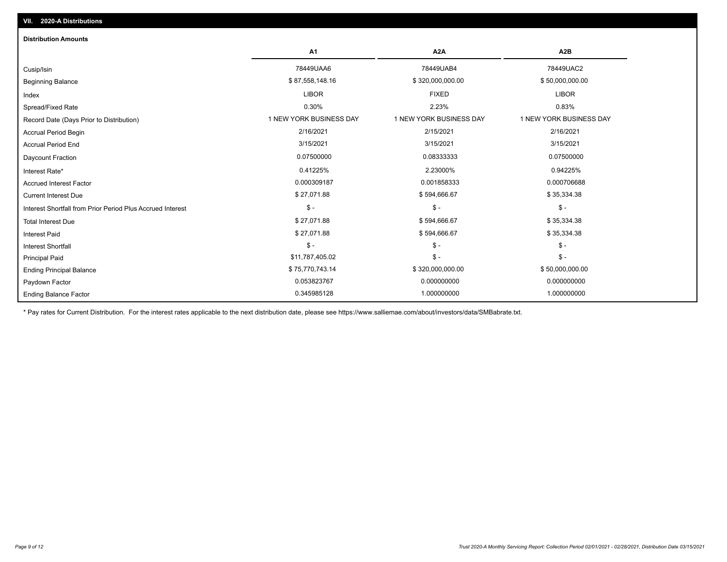## VII. 2020-A Distributions

### Distribution Amounts

| | A1 | A2A | A2B |
|---|---|---|---|
| Cusip/Isin | 78449UAA6 | 78449UAB4 | 78449UAC2 |
| Beginning Balance | $ 87,558,148.16 | $ 320,000,000.00 | $ 50,000,000.00 |
| Index | LIBOR | FIXED | LIBOR |
| Spread/Fixed Rate | 0.30% | 2.23% | 0.83% |
| Record Date (Days Prior to Distribution) | 1 NEW YORK BUSINESS DAY | 1 NEW YORK BUSINESS DAY | 1 NEW YORK BUSINESS DAY |
| Accrual Period Begin | 2/16/2021 | 2/15/2021 | 2/16/2021 |
| Accrual Period End | 3/15/2021 | 3/15/2021 | 3/15/2021 |
| Daycount Fraction | 0.07500000 | 0.08333333 | 0.07500000 |
| Interest Rate* | 0.41225% | 2.23000% | 0.94225% |
| Accrued Interest Factor | 0.000309187 | 0.001858333 | 0.000706688 |
| Current Interest Due | $ 27,071.88 | $ 594,666.67 | $ 35,334.38 |
| Interest Shortfall from Prior Period Plus Accrued Interest | $ - | $ - | $ - |
| Total Interest Due | $ 27,071.88 | $ 594,666.67 | $ 35,334.38 |
| Interest Paid | $ 27,071.88 | $ 594,666.67 | $ 35,334.38 |
| Interest Shortfall | $ - | $ - | $ - |
| Principal Paid | $11,787,405.02 | $ - | $ - |
| Ending Principal Balance | $ 75,770,743.14 | $ 320,000,000.00 | $ 50,000,000.00 |
| Paydown Factor | 0.053823767 | 0.000000000 | 0.000000000 |
| Ending Balance Factor | 0.345985128 | 1.000000000 | 1.000000000 |

* Pay rates for Current Distribution. For the interest rates applicable to the next distribution date, please see https://www.salliemae.com/about/investors/data/SMBabrate.txt.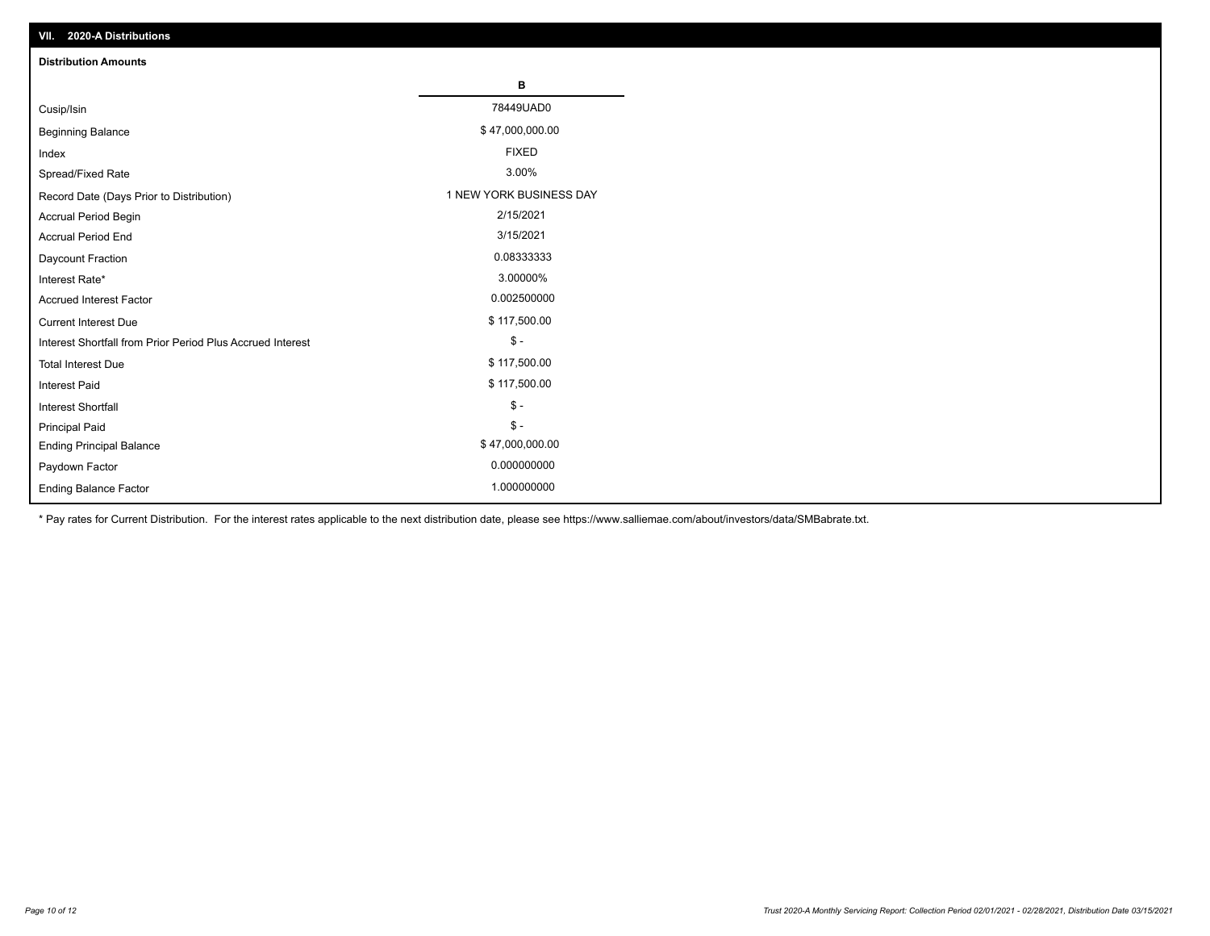## VII. 2020-A Distributions

### Distribution Amounts

| | B |
|---|---|
| Cusip/Isin | 78449UAD0 |
| Beginning Balance | $ 47,000,000.00 |
| Index | FIXED |
| Spread/Fixed Rate | 3.00% |
| Record Date (Days Prior to Distribution) | 1 NEW YORK BUSINESS DAY |
| Accrual Period Begin | 2/15/2021 |
| Accrual Period End | 3/15/2021 |
| Daycount Fraction | 0.08333333 |
| Interest Rate* | 3.00000% |
| Accrued Interest Factor | 0.002500000 |
| Current Interest Due | $ 117,500.00 |
| Interest Shortfall from Prior Period Plus Accrued Interest | $ - |
| Total Interest Due | $ 117,500.00 |
| Interest Paid | $ 117,500.00 |
| Interest Shortfall | $ - |
| Principal Paid | $ - |
| Ending Principal Balance | $ 47,000,000.00 |
| Paydown Factor | 0.000000000 |
| Ending Balance Factor | 1.000000000 |

* Pay rates for Current Distribution. For the interest rates applicable to the next distribution date, please see https://www.salliemae.com/about/investors/data/SMBabrate.txt.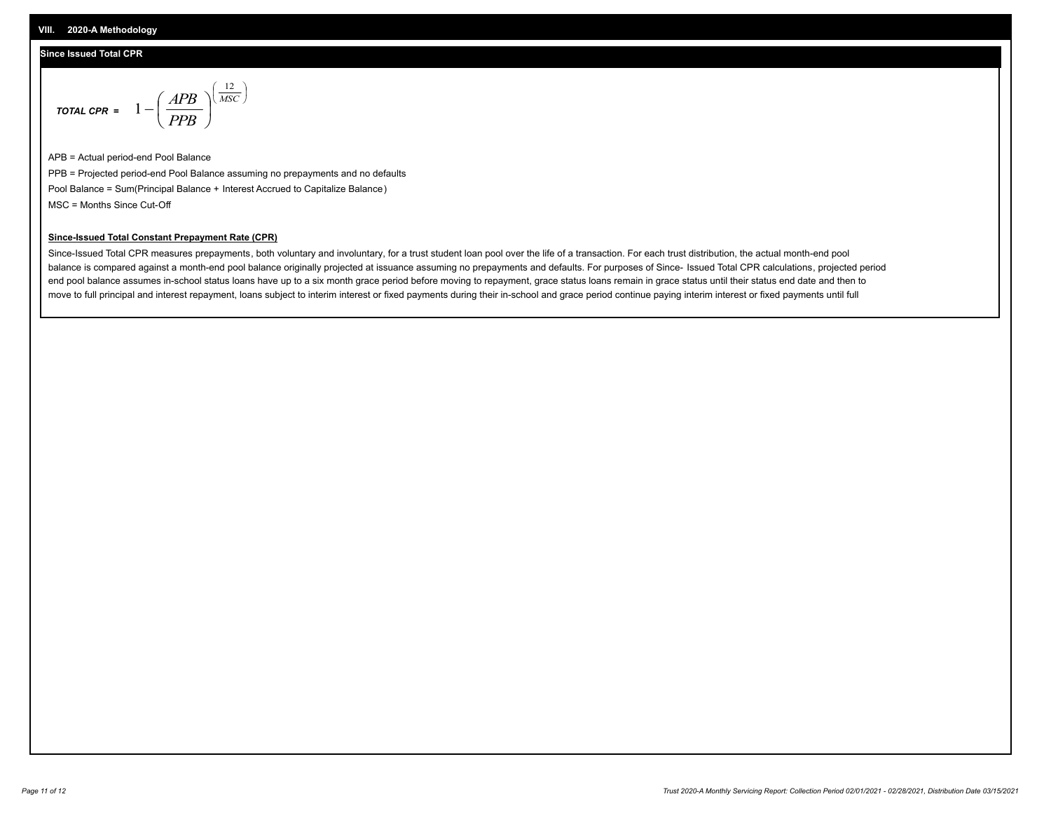## VIII. 2020-A Methodology

### Since Issued Total CPR

$$TOTAL\ CPR = 1 - \left( \frac{APB}{PPB} \right)^{\left( \frac{12}{MSC} \right)}$$

APB = Actual period-end Pool Balance

PPB = Projected period-end Pool Balance assuming no prepayments and no defaults

Pool Balance = Sum(Principal Balance + Interest Accrued to Capitalize Balance)

MSC = Months Since Cut-Off

**<u>Since-Issued Total Constant Prepayment Rate (CPR)</u>**

Since-Issued Total CPR measures prepayments, both voluntary and involuntary, for a trust student loan pool over the life of a transaction. For each trust distribution, the actual month-end pool balance is compared against a month-end pool balance originally projected at issuance assuming no prepayments and defaults. For purposes of Since- Issued Total CPR calculations, projected period end pool balance assumes in-school status loans have up to a six month grace period before moving to repayment, grace status loans remain in grace status until their status end date and then to move to full principal and interest repayment, loans subject to interim interest or fixed payments during their in-school and grace period continue paying interim interest or fixed payments until full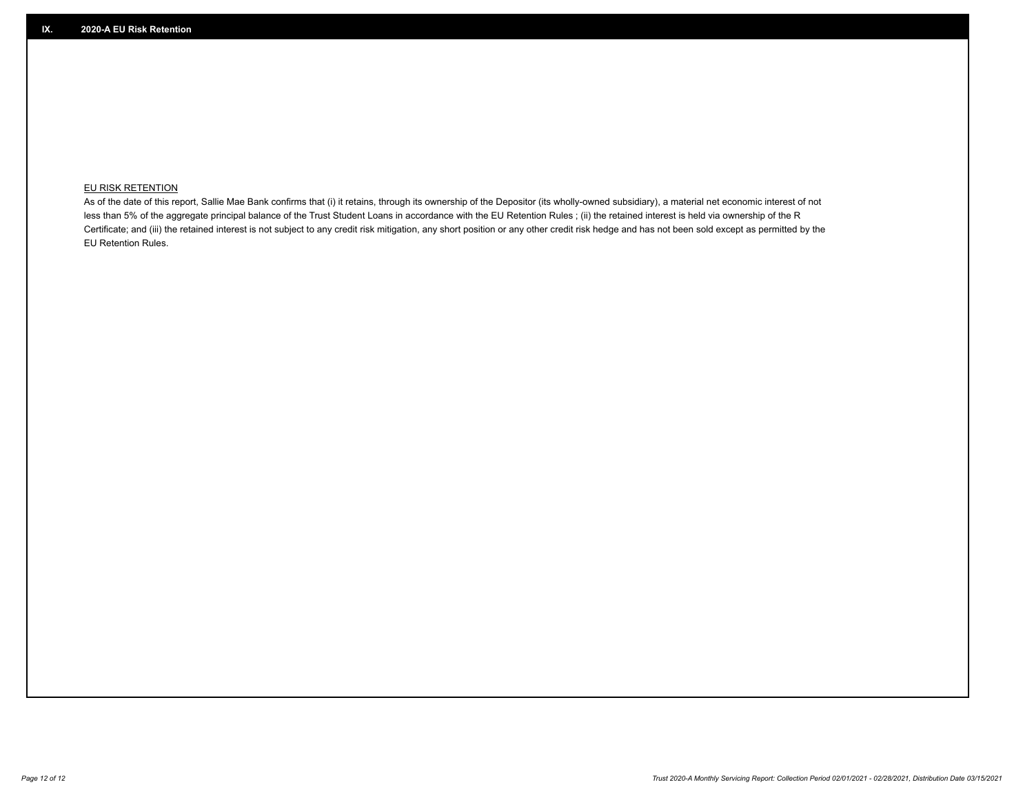## IX. 2020-A EU Risk Retention

EU RISK RETENTION

As of the date of this report, Sallie Mae Bank confirms that (i) it retains, through its ownership of the Depositor (its wholly-owned subsidiary), a material net economic interest of not less than 5% of the aggregate principal balance of the Trust Student Loans in accordance with the EU Retention Rules ; (ii) the retained interest is held via ownership of the R Certificate; and (iii) the retained interest is not subject to any credit risk mitigation, any short position or any other credit risk hedge and has not been sold except as permitted by the EU Retention Rules.